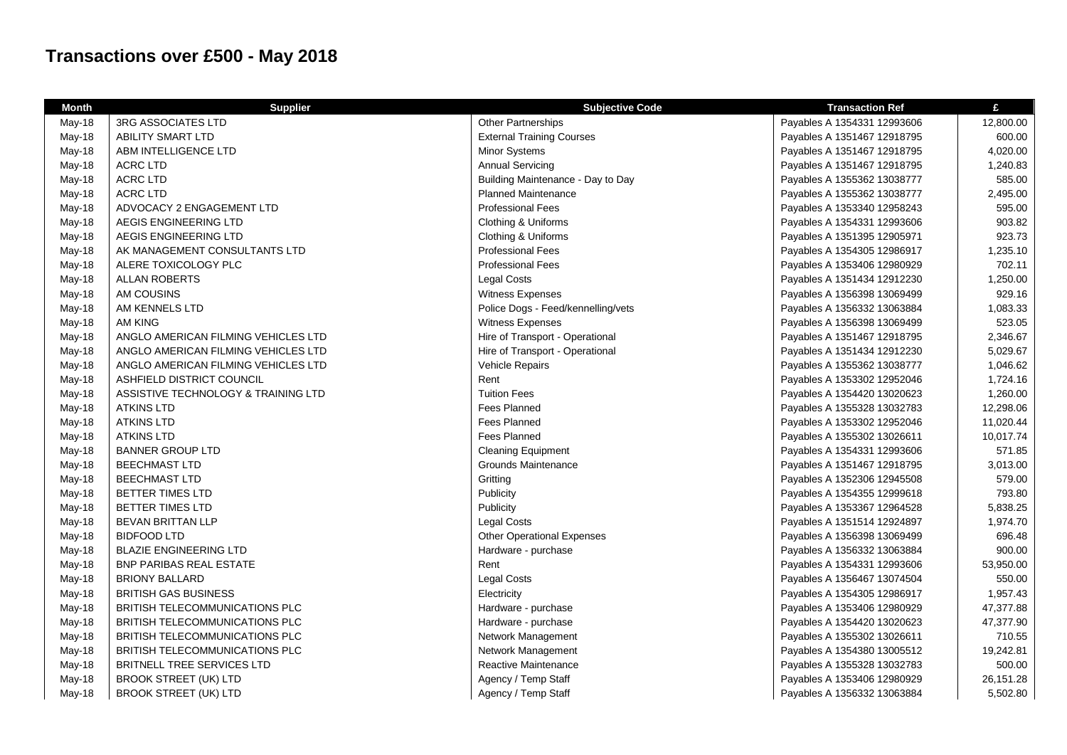# Transactions over £500 - May 2018

| Month | Supplier | Subjective Code | Transaction Ref | £ |
|---|---|---|---|---|
| May-18 | 3RG ASSOCIATES LTD | Other Partnerships | Payables A 1354331 12993606 | 12,800.00 |
| May-18 | ABILITY SMART LTD | External Training Courses | Payables A 1351467 12918795 | 600.00 |
| May-18 | ABM INTELLIGENCE LTD | Minor Systems | Payables A 1351467 12918795 | 4,020.00 |
| May-18 | ACRC LTD | Annual Servicing | Payables A 1351467 12918795 | 1,240.83 |
| May-18 | ACRC LTD | Building Maintenance - Day to Day | Payables A 1355362 13038777 | 585.00 |
| May-18 | ACRC LTD | Planned Maintenance | Payables A 1355362 13038777 | 2,495.00 |
| May-18 | ADVOCACY 2 ENGAGEMENT LTD | Professional Fees | Payables A 1353340 12958243 | 595.00 |
| May-18 | AEGIS ENGINEERING LTD | Clothing & Uniforms | Payables A 1354331 12993606 | 903.82 |
| May-18 | AEGIS ENGINEERING LTD | Clothing & Uniforms | Payables A 1351395 12905971 | 923.73 |
| May-18 | AK MANAGEMENT CONSULTANTS LTD | Professional Fees | Payables A 1354305 12986917 | 1,235.10 |
| May-18 | ALERE TOXICOLOGY PLC | Professional Fees | Payables A 1353406 12980929 | 702.11 |
| May-18 | ALLAN ROBERTS | Legal Costs | Payables A 1351434 12912230 | 1,250.00 |
| May-18 | AM COUSINS | Witness Expenses | Payables A 1356398 13069499 | 929.16 |
| May-18 | AM KENNELS LTD | Police Dogs - Feed/kennelling/vets | Payables A 1356332 13063884 | 1,083.33 |
| May-18 | AM KING | Witness Expenses | Payables A 1356398 13069499 | 523.05 |
| May-18 | ANGLO AMERICAN FILMING VEHICLES LTD | Hire of Transport - Operational | Payables A 1351467 12918795 | 2,346.67 |
| May-18 | ANGLO AMERICAN FILMING VEHICLES LTD | Hire of Transport - Operational | Payables A 1351434 12912230 | 5,029.67 |
| May-18 | ANGLO AMERICAN FILMING VEHICLES LTD | Vehicle Repairs | Payables A 1355362 13038777 | 1,046.62 |
| May-18 | ASHFIELD DISTRICT COUNCIL | Rent | Payables A 1353302 12952046 | 1,724.16 |
| May-18 | ASSISTIVE TECHNOLOGY & TRAINING LTD | Tuition Fees | Payables A 1354420 13020623 | 1,260.00 |
| May-18 | ATKINS LTD | Fees Planned | Payables A 1355328 13032783 | 12,298.06 |
| May-18 | ATKINS LTD | Fees Planned | Payables A 1353302 12952046 | 11,020.44 |
| May-18 | ATKINS LTD | Fees Planned | Payables A 1355302 13026611 | 10,017.74 |
| May-18 | BANNER GROUP LTD | Cleaning Equipment | Payables A 1354331 12993606 | 571.85 |
| May-18 | BEECHMAST LTD | Grounds Maintenance | Payables A 1351467 12918795 | 3,013.00 |
| May-18 | BEECHMAST LTD | Gritting | Payables A 1352306 12945508 | 579.00 |
| May-18 | BETTER TIMES LTD | Publicity | Payables A 1354355 12999618 | 793.80 |
| May-18 | BETTER TIMES LTD | Publicity | Payables A 1353367 12964528 | 5,838.25 |
| May-18 | BEVAN BRITTAN LLP | Legal Costs | Payables A 1351514 12924897 | 1,974.70 |
| May-18 | BIDFOOD LTD | Other Operational Expenses | Payables A 1356398 13069499 | 696.48 |
| May-18 | BLAZIE ENGINEERING LTD | Hardware - purchase | Payables A 1356332 13063884 | 900.00 |
| May-18 | BNP PARIBAS REAL ESTATE | Rent | Payables A 1354331 12993606 | 53,950.00 |
| May-18 | BRIONY BALLARD | Legal Costs | Payables A 1356467 13074504 | 550.00 |
| May-18 | BRITISH GAS BUSINESS | Electricity | Payables A 1354305 12986917 | 1,957.43 |
| May-18 | BRITISH TELECOMMUNICATIONS PLC | Hardware - purchase | Payables A 1353406 12980929 | 47,377.88 |
| May-18 | BRITISH TELECOMMUNICATIONS PLC | Hardware - purchase | Payables A 1354420 13020623 | 47,377.90 |
| May-18 | BRITISH TELECOMMUNICATIONS PLC | Network Management | Payables A 1355302 13026611 | 710.55 |
| May-18 | BRITISH TELECOMMUNICATIONS PLC | Network Management | Payables A 1354380 13005512 | 19,242.81 |
| May-18 | BRITNELL TREE SERVICES LTD | Reactive Maintenance | Payables A 1355328 13032783 | 500.00 |
| May-18 | BROOK STREET (UK) LTD | Agency / Temp Staff | Payables A 1353406 12980929 | 26,151.28 |
| May-18 | BROOK STREET (UK) LTD | Agency / Temp Staff | Payables A 1356332 13063884 | 5,502.80 |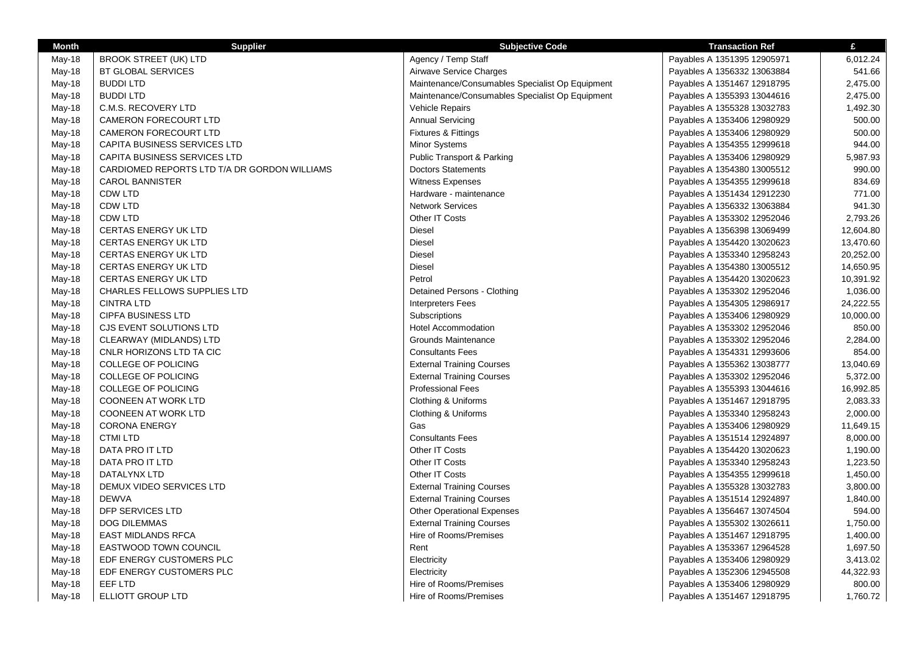| Month | Supplier | Subjective Code | Transaction Ref | £ |
|---|---|---|---|---|
| May-18 | BROOK STREET (UK) LTD | Agency / Temp Staff | Payables A 1351395 12905971 | 6,012.24 |
| May-18 | BT GLOBAL SERVICES | Airwave Service Charges | Payables A 1356332 13063884 | 541.66 |
| May-18 | BUDDI LTD | Maintenance/Consumables Specialist Op Equipment | Payables A 1351467 12918795 | 2,475.00 |
| May-18 | BUDDI LTD | Maintenance/Consumables Specialist Op Equipment | Payables A 1355393 13044616 | 2,475.00 |
| May-18 | C.M.S. RECOVERY LTD | Vehicle Repairs | Payables A 1355328 13032783 | 1,492.30 |
| May-18 | CAMERON FORECOURT LTD | Annual Servicing | Payables A 1353406 12980929 | 500.00 |
| May-18 | CAMERON FORECOURT LTD | Fixtures & Fittings | Payables A 1353406 12980929 | 500.00 |
| May-18 | CAPITA BUSINESS SERVICES LTD | Minor Systems | Payables A 1354355 12999618 | 944.00 |
| May-18 | CAPITA BUSINESS SERVICES LTD | Public Transport & Parking | Payables A 1353406 12980929 | 5,987.93 |
| May-18 | CARDIOMED REPORTS LTD T/A DR GORDON WILLIAMS | Doctors Statements | Payables A 1354380 13005512 | 990.00 |
| May-18 | CAROL BANNISTER | Witness Expenses | Payables A 1354355 12999618 | 834.69 |
| May-18 | CDW LTD | Hardware - maintenance | Payables A 1351434 12912230 | 771.00 |
| May-18 | CDW LTD | Network Services | Payables A 1356332 13063884 | 941.30 |
| May-18 | CDW LTD | Other IT Costs | Payables A 1353302 12952046 | 2,793.26 |
| May-18 | CERTAS ENERGY UK LTD | Diesel | Payables A 1356398 13069499 | 12,604.80 |
| May-18 | CERTAS ENERGY UK LTD | Diesel | Payables A 1354420 13020623 | 13,470.60 |
| May-18 | CERTAS ENERGY UK LTD | Diesel | Payables A 1353340 12958243 | 20,252.00 |
| May-18 | CERTAS ENERGY UK LTD | Diesel | Payables A 1354380 13005512 | 14,650.95 |
| May-18 | CERTAS ENERGY UK LTD | Petrol | Payables A 1354420 13020623 | 10,391.92 |
| May-18 | CHARLES FELLOWS SUPPLIES LTD | Detained Persons - Clothing | Payables A 1353302 12952046 | 1,036.00 |
| May-18 | CINTRA LTD | Interpreters Fees | Payables A 1354305 12986917 | 24,222.55 |
| May-18 | CIPFA BUSINESS LTD | Subscriptions | Payables A 1353406 12980929 | 10,000.00 |
| May-18 | CJS EVENT SOLUTIONS LTD | Hotel Accommodation | Payables A 1353302 12952046 | 850.00 |
| May-18 | CLEARWAY (MIDLANDS) LTD | Grounds Maintenance | Payables A 1353302 12952046 | 2,284.00 |
| May-18 | CNLR HORIZONS LTD TA CIC | Consultants Fees | Payables A 1354331 12993606 | 854.00 |
| May-18 | COLLEGE OF POLICING | External Training Courses | Payables A 1355362 13038777 | 13,040.69 |
| May-18 | COLLEGE OF POLICING | External Training Courses | Payables A 1353302 12952046 | 5,372.00 |
| May-18 | COLLEGE OF POLICING | Professional Fees | Payables A 1355393 13044616 | 16,992.85 |
| May-18 | COONEEN AT WORK LTD | Clothing & Uniforms | Payables A 1351467 12918795 | 2,083.33 |
| May-18 | COONEEN AT WORK LTD | Clothing & Uniforms | Payables A 1353340 12958243 | 2,000.00 |
| May-18 | CORONA ENERGY | Gas | Payables A 1353406 12980929 | 11,649.15 |
| May-18 | CTMI LTD | Consultants Fees | Payables A 1351514 12924897 | 8,000.00 |
| May-18 | DATA PRO IT LTD | Other IT Costs | Payables A 1354420 13020623 | 1,190.00 |
| May-18 | DATA PRO IT LTD | Other IT Costs | Payables A 1353340 12958243 | 1,223.50 |
| May-18 | DATALYNX LTD | Other IT Costs | Payables A 1354355 12999618 | 1,450.00 |
| May-18 | DEMUX VIDEO SERVICES LTD | External Training Courses | Payables A 1355328 13032783 | 3,800.00 |
| May-18 | DEWVA | External Training Courses | Payables A 1351514 12924897 | 1,840.00 |
| May-18 | DFP SERVICES LTD | Other Operational Expenses | Payables A 1356467 13074504 | 594.00 |
| May-18 | DOG DILEMMAS | External Training Courses | Payables A 1355302 13026611 | 1,750.00 |
| May-18 | EAST MIDLANDS RFCA | Hire of Rooms/Premises | Payables A 1351467 12918795 | 1,400.00 |
| May-18 | EASTWOOD TOWN COUNCIL | Rent | Payables A 1353367 12964528 | 1,697.50 |
| May-18 | EDF ENERGY CUSTOMERS PLC | Electricity | Payables A 1353406 12980929 | 3,413.02 |
| May-18 | EDF ENERGY CUSTOMERS PLC | Electricity | Payables A 1352306 12945508 | 44,322.93 |
| May-18 | EEF LTD | Hire of Rooms/Premises | Payables A 1353406 12980929 | 800.00 |
| May-18 | ELLIOTT GROUP LTD | Hire of Rooms/Premises | Payables A 1351467 12918795 | 1,760.72 |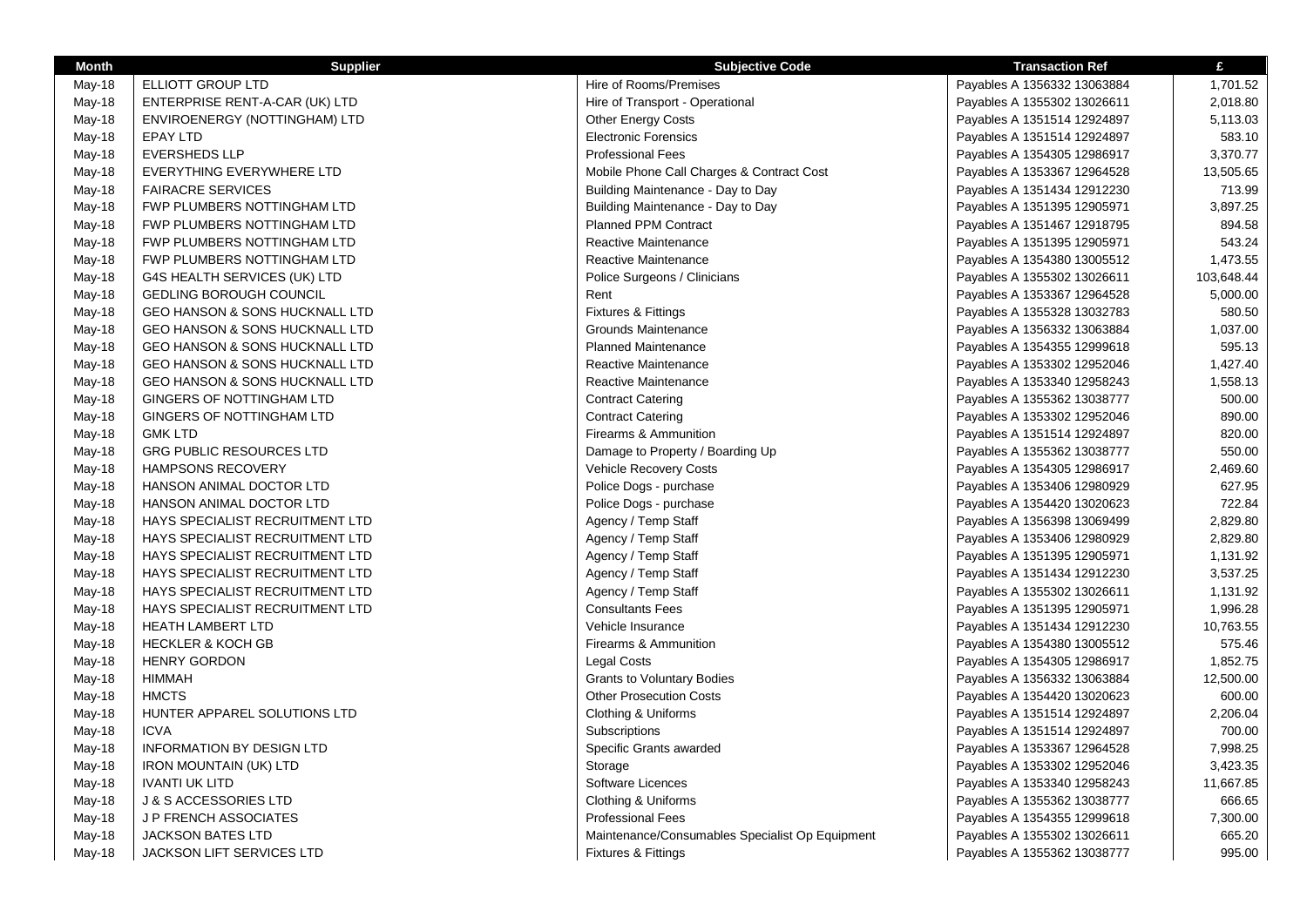| Month | Supplier | Subjective Code | Transaction Ref | £ |
|---|---|---|---|---|
| May-18 | ELLIOTT GROUP LTD | Hire of Rooms/Premises | Payables A 1356332 13063884 | 1,701.52 |
| May-18 | ENTERPRISE RENT-A-CAR (UK) LTD | Hire of Transport - Operational | Payables A 1355302 13026611 | 2,018.80 |
| May-18 | ENVIROENERGY (NOTTINGHAM) LTD | Other Energy Costs | Payables A 1351514 12924897 | 5,113.03 |
| May-18 | EPAY LTD | Electronic Forensics | Payables A 1351514 12924897 | 583.10 |
| May-18 | EVERSHEDS LLP | Professional Fees | Payables A 1354305 12986917 | 3,370.77 |
| May-18 | EVERYTHING EVERYWHERE LTD | Mobile Phone Call Charges & Contract Cost | Payables A 1353367 12964528 | 13,505.65 |
| May-18 | FAIRACRE SERVICES | Building Maintenance - Day to Day | Payables A 1351434 12912230 | 713.99 |
| May-18 | FWP PLUMBERS NOTTINGHAM LTD | Building Maintenance - Day to Day | Payables A 1351395 12905971 | 3,897.25 |
| May-18 | FWP PLUMBERS NOTTINGHAM LTD | Planned PPM Contract | Payables A 1351467 12918795 | 894.58 |
| May-18 | FWP PLUMBERS NOTTINGHAM LTD | Reactive Maintenance | Payables A 1351395 12905971 | 543.24 |
| May-18 | FWP PLUMBERS NOTTINGHAM LTD | Reactive Maintenance | Payables A 1354380 13005512 | 1,473.55 |
| May-18 | G4S HEALTH SERVICES (UK) LTD | Police Surgeons / Clinicians | Payables A 1355302 13026611 | 103,648.44 |
| May-18 | GEDLING BOROUGH COUNCIL | Rent | Payables A 1353367 12964528 | 5,000.00 |
| May-18 | GEO HANSON & SONS HUCKNALL LTD | Fixtures & Fittings | Payables A 1355328 13032783 | 580.50 |
| May-18 | GEO HANSON & SONS HUCKNALL LTD | Grounds Maintenance | Payables A 1356332 13063884 | 1,037.00 |
| May-18 | GEO HANSON & SONS HUCKNALL LTD | Planned Maintenance | Payables A 1354355 12999618 | 595.13 |
| May-18 | GEO HANSON & SONS HUCKNALL LTD | Reactive Maintenance | Payables A 1353302 12952046 | 1,427.40 |
| May-18 | GEO HANSON & SONS HUCKNALL LTD | Reactive Maintenance | Payables A 1353340 12958243 | 1,558.13 |
| May-18 | GINGERS OF NOTTINGHAM LTD | Contract Catering | Payables A 1355362 13038777 | 500.00 |
| May-18 | GINGERS OF NOTTINGHAM LTD | Contract Catering | Payables A 1353302 12952046 | 890.00 |
| May-18 | GMK LTD | Firearms & Ammunition | Payables A 1351514 12924897 | 820.00 |
| May-18 | GRG PUBLIC RESOURCES LTD | Damage to Property / Boarding Up | Payables A 1355362 13038777 | 550.00 |
| May-18 | HAMPSONS RECOVERY | Vehicle Recovery Costs | Payables A 1354305 12986917 | 2,469.60 |
| May-18 | HANSON ANIMAL DOCTOR LTD | Police Dogs - purchase | Payables A 1353406 12980929 | 627.95 |
| May-18 | HANSON ANIMAL DOCTOR LTD | Police Dogs - purchase | Payables A 1354420 13020623 | 722.84 |
| May-18 | HAYS SPECIALIST RECRUITMENT LTD | Agency / Temp Staff | Payables A 1356398 13069499 | 2,829.80 |
| May-18 | HAYS SPECIALIST RECRUITMENT LTD | Agency / Temp Staff | Payables A 1353406 12980929 | 2,829.80 |
| May-18 | HAYS SPECIALIST RECRUITMENT LTD | Agency / Temp Staff | Payables A 1351395 12905971 | 1,131.92 |
| May-18 | HAYS SPECIALIST RECRUITMENT LTD | Agency / Temp Staff | Payables A 1351434 12912230 | 3,537.25 |
| May-18 | HAYS SPECIALIST RECRUITMENT LTD | Agency / Temp Staff | Payables A 1355302 13026611 | 1,131.92 |
| May-18 | HAYS SPECIALIST RECRUITMENT LTD | Consultants Fees | Payables A 1351395 12905971 | 1,996.28 |
| May-18 | HEATH LAMBERT LTD | Vehicle Insurance | Payables A 1351434 12912230 | 10,763.55 |
| May-18 | HECKLER & KOCH GB | Firearms & Ammunition | Payables A 1354380 13005512 | 575.46 |
| May-18 | HENRY GORDON | Legal Costs | Payables A 1354305 12986917 | 1,852.75 |
| May-18 | HIMMAH | Grants to Voluntary Bodies | Payables A 1356332 13063884 | 12,500.00 |
| May-18 | HMCTS | Other Prosecution Costs | Payables A 1354420 13020623 | 600.00 |
| May-18 | HUNTER APPAREL SOLUTIONS LTD | Clothing & Uniforms | Payables A 1351514 12924897 | 2,206.04 |
| May-18 | ICVA | Subscriptions | Payables A 1351514 12924897 | 700.00 |
| May-18 | INFORMATION BY DESIGN LTD | Specific Grants awarded | Payables A 1353367 12964528 | 7,998.25 |
| May-18 | IRON MOUNTAIN (UK) LTD | Storage | Payables A 1353302 12952046 | 3,423.35 |
| May-18 | IVANTI UK LITD | Software Licences | Payables A 1353340 12958243 | 11,667.85 |
| May-18 | J & S ACCESSORIES LTD | Clothing & Uniforms | Payables A 1355362 13038777 | 666.65 |
| May-18 | J P FRENCH ASSOCIATES | Professional Fees | Payables A 1354355 12999618 | 7,300.00 |
| May-18 | JACKSON BATES LTD | Maintenance/Consumables Specialist Op Equipment | Payables A 1355302 13026611 | 665.20 |
| May-18 | JACKSON LIFT SERVICES LTD | Fixtures & Fittings | Payables A 1355362 13038777 | 995.00 |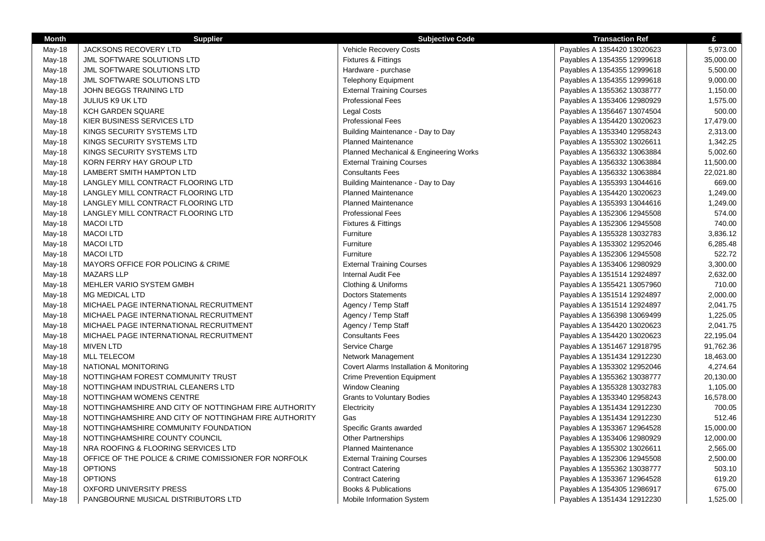| Month | Supplier | Subjective Code | Transaction Ref | £ |
|---|---|---|---|---|
| May-18 | JACKSONS RECOVERY LTD | Vehicle Recovery Costs | Payables A 1354420 13020623 | 5,973.00 |
| May-18 | JML SOFTWARE SOLUTIONS LTD | Fixtures & Fittings | Payables A 1354355 12999618 | 35,000.00 |
| May-18 | JML SOFTWARE SOLUTIONS LTD | Hardware - purchase | Payables A 1354355 12999618 | 5,500.00 |
| May-18 | JML SOFTWARE SOLUTIONS LTD | Telephony Equipment | Payables A 1354355 12999618 | 9,000.00 |
| May-18 | JOHN BEGGS TRAINING LTD | External Training Courses | Payables A 1355362 13038777 | 1,150.00 |
| May-18 | JULIUS K9 UK LTD | Professional Fees | Payables A 1353406 12980929 | 1,575.00 |
| May-18 | KCH GARDEN SQUARE | Legal Costs | Payables A 1356467 13074504 | 500.00 |
| May-18 | KIER BUSINESS SERVICES LTD | Professional Fees | Payables A 1354420 13020623 | 17,479.00 |
| May-18 | KINGS SECURITY SYSTEMS LTD | Building Maintenance - Day to Day | Payables A 1353340 12958243 | 2,313.00 |
| May-18 | KINGS SECURITY SYSTEMS LTD | Planned Maintenance | Payables A 1355302 13026611 | 1,342.25 |
| May-18 | KINGS SECURITY SYSTEMS LTD | Planned Mechanical & Engineering Works | Payables A 1356332 13063884 | 5,002.60 |
| May-18 | KORN FERRY HAY GROUP LTD | External Training Courses | Payables A 1356332 13063884 | 11,500.00 |
| May-18 | LAMBERT SMITH HAMPTON LTD | Consultants Fees | Payables A 1356332 13063884 | 22,021.80 |
| May-18 | LANGLEY MILL CONTRACT FLOORING LTD | Building Maintenance - Day to Day | Payables A 1355393 13044616 | 669.00 |
| May-18 | LANGLEY MILL CONTRACT FLOORING LTD | Planned Maintenance | Payables A 1354420 13020623 | 1,249.00 |
| May-18 | LANGLEY MILL CONTRACT FLOORING LTD | Planned Maintenance | Payables A 1355393 13044616 | 1,249.00 |
| May-18 | LANGLEY MILL CONTRACT FLOORING LTD | Professional Fees | Payables A 1352306 12945508 | 574.00 |
| May-18 | MACOI LTD | Fixtures & Fittings | Payables A 1352306 12945508 | 740.00 |
| May-18 | MACOI LTD | Furniture | Payables A 1355328 13032783 | 3,836.12 |
| May-18 | MACOI LTD | Furniture | Payables A 1353302 12952046 | 6,285.48 |
| May-18 | MACOI LTD | Furniture | Payables A 1352306 12945508 | 522.72 |
| May-18 | MAYORS OFFICE FOR POLICING & CRIME | External Training Courses | Payables A 1353406 12980929 | 3,300.00 |
| May-18 | MAZARS LLP | Internal Audit Fee | Payables A 1351514 12924897 | 2,632.00 |
| May-18 | MEHLER VARIO SYSTEM GMBH | Clothing & Uniforms | Payables A 1355421 13057960 | 710.00 |
| May-18 | MG MEDICAL LTD | Doctors Statements | Payables A 1351514 12924897 | 2,000.00 |
| May-18 | MICHAEL PAGE INTERNATIONAL RECRUITMENT | Agency / Temp Staff | Payables A 1351514 12924897 | 2,041.75 |
| May-18 | MICHAEL PAGE INTERNATIONAL RECRUITMENT | Agency / Temp Staff | Payables A 1356398 13069499 | 1,225.05 |
| May-18 | MICHAEL PAGE INTERNATIONAL RECRUITMENT | Agency / Temp Staff | Payables A 1354420 13020623 | 2,041.75 |
| May-18 | MICHAEL PAGE INTERNATIONAL RECRUITMENT | Consultants Fees | Payables A 1354420 13020623 | 22,195.04 |
| May-18 | MIVEN LTD | Service Charge | Payables A 1351467 12918795 | 91,762.36 |
| May-18 | MLL TELECOM | Network Management | Payables A 1351434 12912230 | 18,463.00 |
| May-18 | NATIONAL MONITORING | Covert Alarms Installation & Monitoring | Payables A 1353302 12952046 | 4,274.64 |
| May-18 | NOTTINGHAM FOREST COMMUNITY TRUST | Crime Prevention Equipment | Payables A 1355362 13038777 | 20,130.00 |
| May-18 | NOTTINGHAM INDUSTRIAL CLEANERS LTD | Window Cleaning | Payables A 1355328 13032783 | 1,105.00 |
| May-18 | NOTTINGHAM WOMENS CENTRE | Grants to Voluntary Bodies | Payables A 1353340 12958243 | 16,578.00 |
| May-18 | NOTTINGHAMSHIRE AND CITY OF NOTTINGHAM FIRE AUTHORITY | Electricity | Payables A 1351434 12912230 | 700.05 |
| May-18 | NOTTINGHAMSHIRE AND CITY OF NOTTINGHAM FIRE AUTHORITY | Gas | Payables A 1351434 12912230 | 512.46 |
| May-18 | NOTTINGHAMSHIRE COMMUNITY FOUNDATION | Specific Grants awarded | Payables A 1353367 12964528 | 15,000.00 |
| May-18 | NOTTINGHAMSHIRE COUNTY COUNCIL | Other Partnerships | Payables A 1353406 12980929 | 12,000.00 |
| May-18 | NRA ROOFING & FLOORING SERVICES LTD | Planned Maintenance | Payables A 1355302 13026611 | 2,565.00 |
| May-18 | OFFICE OF THE POLICE & CRIME COMISSIONER FOR NORFOLK | External Training Courses | Payables A 1352306 12945508 | 2,500.00 |
| May-18 | OPTIONS | Contract Catering | Payables A 1355362 13038777 | 503.10 |
| May-18 | OPTIONS | Contract Catering | Payables A 1353367 12964528 | 619.20 |
| May-18 | OXFORD UNIVERSITY PRESS | Books & Publications | Payables A 1354305 12986917 | 675.00 |
| May-18 | PANGBOURNE MUSICAL DISTRIBUTORS LTD | Mobile Information System | Payables A 1351434 12912230 | 1,525.00 |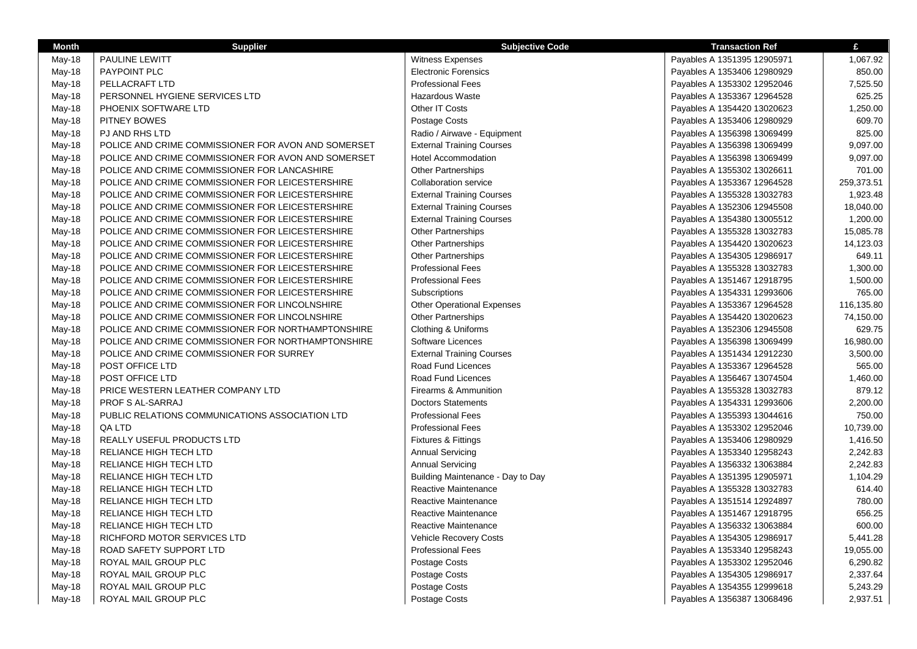| Month | Supplier | Subjective Code | Transaction Ref | £ |
| --- | --- | --- | --- | --- |
| May-18 | PAULINE LEWITT | Witness Expenses | Payables A 1351395 12905971 | 1,067.92 |
| May-18 | PAYPOINT PLC | Electronic Forensics | Payables A 1353406 12980929 | 850.00 |
| May-18 | PELLACRAFT LTD | Professional Fees | Payables A 1353302 12952046 | 7,525.50 |
| May-18 | PERSONNEL HYGIENE SERVICES LTD | Hazardous Waste | Payables A 1353367 12964528 | 625.25 |
| May-18 | PHOENIX SOFTWARE LTD | Other IT Costs | Payables A 1354420 13020623 | 1,250.00 |
| May-18 | PITNEY BOWES | Postage Costs | Payables A 1353406 12980929 | 609.70 |
| May-18 | PJ AND RHS LTD | Radio / Airwave - Equipment | Payables A 1356398 13069499 | 825.00 |
| May-18 | POLICE AND CRIME COMMISSIONER FOR AVON AND SOMERSET | External Training Courses | Payables A 1356398 13069499 | 9,097.00 |
| May-18 | POLICE AND CRIME COMMISSIONER FOR AVON AND SOMERSET | Hotel Accommodation | Payables A 1356398 13069499 | 9,097.00 |
| May-18 | POLICE AND CRIME COMMISSIONER FOR LANCASHIRE | Other Partnerships | Payables A 1355302 13026611 | 701.00 |
| May-18 | POLICE AND CRIME COMMISSIONER FOR LEICESTERSHIRE | Collaboration service | Payables A 1353367 12964528 | 259,373.51 |
| May-18 | POLICE AND CRIME COMMISSIONER FOR LEICESTERSHIRE | External Training Courses | Payables A 1355328 13032783 | 1,923.48 |
| May-18 | POLICE AND CRIME COMMISSIONER FOR LEICESTERSHIRE | External Training Courses | Payables A 1352306 12945508 | 18,040.00 |
| May-18 | POLICE AND CRIME COMMISSIONER FOR LEICESTERSHIRE | External Training Courses | Payables A 1354380 13005512 | 1,200.00 |
| May-18 | POLICE AND CRIME COMMISSIONER FOR LEICESTERSHIRE | Other Partnerships | Payables A 1355328 13032783 | 15,085.78 |
| May-18 | POLICE AND CRIME COMMISSIONER FOR LEICESTERSHIRE | Other Partnerships | Payables A 1354420 13020623 | 14,123.03 |
| May-18 | POLICE AND CRIME COMMISSIONER FOR LEICESTERSHIRE | Other Partnerships | Payables A 1354305 12986917 | 649.11 |
| May-18 | POLICE AND CRIME COMMISSIONER FOR LEICESTERSHIRE | Professional Fees | Payables A 1355328 13032783 | 1,300.00 |
| May-18 | POLICE AND CRIME COMMISSIONER FOR LEICESTERSHIRE | Professional Fees | Payables A 1351467 12918795 | 1,500.00 |
| May-18 | POLICE AND CRIME COMMISSIONER FOR LEICESTERSHIRE | Subscriptions | Payables A 1354331 12993606 | 765.00 |
| May-18 | POLICE AND CRIME COMMISSIONER FOR LINCOLNSHIRE | Other Operational Expenses | Payables A 1353367 12964528 | 116,135.80 |
| May-18 | POLICE AND CRIME COMMISSIONER FOR LINCOLNSHIRE | Other Partnerships | Payables A 1354420 13020623 | 74,150.00 |
| May-18 | POLICE AND CRIME COMMISSIONER FOR NORTHAMPTONSHIRE | Clothing & Uniforms | Payables A 1352306 12945508 | 629.75 |
| May-18 | POLICE AND CRIME COMMISSIONER FOR NORTHAMPTONSHIRE | Software Licences | Payables A 1356398 13069499 | 16,980.00 |
| May-18 | POLICE AND CRIME COMMISSIONER FOR SURREY | External Training Courses | Payables A 1351434 12912230 | 3,500.00 |
| May-18 | POST OFFICE LTD | Road Fund Licences | Payables A 1353367 12964528 | 565.00 |
| May-18 | POST OFFICE LTD | Road Fund Licences | Payables A 1356467 13074504 | 1,460.00 |
| May-18 | PRICE WESTERN LEATHER COMPANY LTD | Firearms & Ammunition | Payables A 1355328 13032783 | 879.12 |
| May-18 | PROF S AL-SARRAJ | Doctors Statements | Payables A 1354331 12993606 | 2,200.00 |
| May-18 | PUBLIC RELATIONS COMMUNICATIONS ASSOCIATION LTD | Professional Fees | Payables A 1355393 13044616 | 750.00 |
| May-18 | QA LTD | Professional Fees | Payables A 1353302 12952046 | 10,739.00 |
| May-18 | REALLY USEFUL PRODUCTS LTD | Fixtures & Fittings | Payables A 1353406 12980929 | 1,416.50 |
| May-18 | RELIANCE HIGH TECH LTD | Annual Servicing | Payables A 1353340 12958243 | 2,242.83 |
| May-18 | RELIANCE HIGH TECH LTD | Annual Servicing | Payables A 1356332 13063884 | 2,242.83 |
| May-18 | RELIANCE HIGH TECH LTD | Building Maintenance - Day to Day | Payables A 1351395 12905971 | 1,104.29 |
| May-18 | RELIANCE HIGH TECH LTD | Reactive Maintenance | Payables A 1355328 13032783 | 614.40 |
| May-18 | RELIANCE HIGH TECH LTD | Reactive Maintenance | Payables A 1351514 12924897 | 780.00 |
| May-18 | RELIANCE HIGH TECH LTD | Reactive Maintenance | Payables A 1351467 12918795 | 656.25 |
| May-18 | RELIANCE HIGH TECH LTD | Reactive Maintenance | Payables A 1356332 13063884 | 600.00 |
| May-18 | RICHFORD MOTOR SERVICES LTD | Vehicle Recovery Costs | Payables A 1354305 12986917 | 5,441.28 |
| May-18 | ROAD SAFETY SUPPORT LTD | Professional Fees | Payables A 1353340 12958243 | 19,055.00 |
| May-18 | ROYAL MAIL GROUP PLC | Postage Costs | Payables A 1353302 12952046 | 6,290.82 |
| May-18 | ROYAL MAIL GROUP PLC | Postage Costs | Payables A 1354305 12986917 | 2,337.64 |
| May-18 | ROYAL MAIL GROUP PLC | Postage Costs | Payables A 1354355 12999618 | 5,243.29 |
| May-18 | ROYAL MAIL GROUP PLC | Postage Costs | Payables A 1356387 13068496 | 2,937.51 |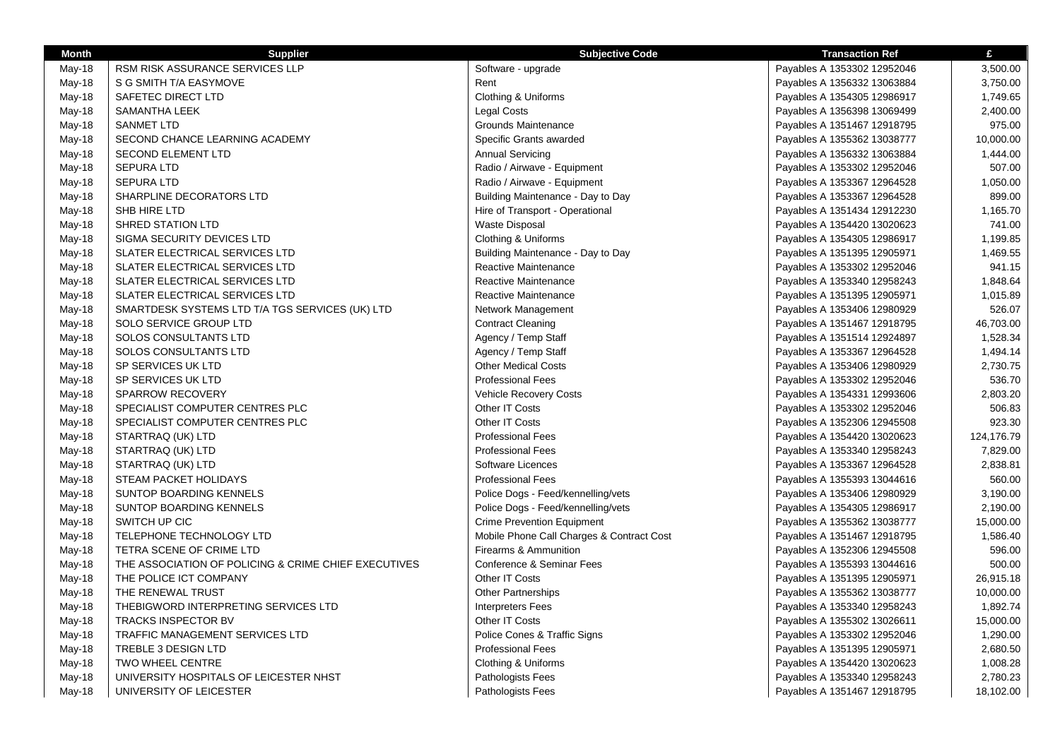| Month | Supplier | Subjective Code | Transaction Ref | £ |
|---|---|---|---|---|
| May-18 | RSM RISK ASSURANCE SERVICES LLP | Software - upgrade | Payables A 1353302 12952046 | 3,500.00 |
| May-18 | S G SMITH T/A EASYMOVE | Rent | Payables A 1356332 13063884 | 3,750.00 |
| May-18 | SAFETEC DIRECT LTD | Clothing & Uniforms | Payables A 1354305 12986917 | 1,749.65 |
| May-18 | SAMANTHA LEEK | Legal Costs | Payables A 1356398 13069499 | 2,400.00 |
| May-18 | SANMET LTD | Grounds Maintenance | Payables A 1351467 12918795 | 975.00 |
| May-18 | SECOND CHANCE LEARNING ACADEMY | Specific Grants awarded | Payables A 1355362 13038777 | 10,000.00 |
| May-18 | SECOND ELEMENT LTD | Annual Servicing | Payables A 1356332 13063884 | 1,444.00 |
| May-18 | SEPURA LTD | Radio / Airwave - Equipment | Payables A 1353302 12952046 | 507.00 |
| May-18 | SEPURA LTD | Radio / Airwave - Equipment | Payables A 1353367 12964528 | 1,050.00 |
| May-18 | SHARPLINE DECORATORS LTD | Building Maintenance - Day to Day | Payables A 1353367 12964528 | 899.00 |
| May-18 | SHB HIRE LTD | Hire of Transport - Operational | Payables A 1351434 12912230 | 1,165.70 |
| May-18 | SHRED STATION LTD | Waste Disposal | Payables A 1354420 13020623 | 741.00 |
| May-18 | SIGMA SECURITY DEVICES LTD | Clothing & Uniforms | Payables A 1354305 12986917 | 1,199.85 |
| May-18 | SLATER ELECTRICAL SERVICES LTD | Building Maintenance - Day to Day | Payables A 1351395 12905971 | 1,469.55 |
| May-18 | SLATER ELECTRICAL SERVICES LTD | Reactive Maintenance | Payables A 1353302 12952046 | 941.15 |
| May-18 | SLATER ELECTRICAL SERVICES LTD | Reactive Maintenance | Payables A 1353340 12958243 | 1,848.64 |
| May-18 | SLATER ELECTRICAL SERVICES LTD | Reactive Maintenance | Payables A 1351395 12905971 | 1,015.89 |
| May-18 | SMARTDESK SYSTEMS LTD T/A TGS SERVICES (UK) LTD | Network Management | Payables A 1353406 12980929 | 526.07 |
| May-18 | SOLO SERVICE GROUP LTD | Contract Cleaning | Payables A 1351467 12918795 | 46,703.00 |
| May-18 | SOLOS CONSULTANTS LTD | Agency / Temp Staff | Payables A 1351514 12924897 | 1,528.34 |
| May-18 | SOLOS CONSULTANTS LTD | Agency / Temp Staff | Payables A 1353367 12964528 | 1,494.14 |
| May-18 | SP SERVICES UK LTD | Other Medical Costs | Payables A 1353406 12980929 | 2,730.75 |
| May-18 | SP SERVICES UK LTD | Professional Fees | Payables A 1353302 12952046 | 536.70 |
| May-18 | SPARROW RECOVERY | Vehicle Recovery Costs | Payables A 1354331 12993606 | 2,803.20 |
| May-18 | SPECIALIST COMPUTER CENTRES PLC | Other IT Costs | Payables A 1353302 12952046 | 506.83 |
| May-18 | SPECIALIST COMPUTER CENTRES PLC | Other IT Costs | Payables A 1352306 12945508 | 923.30 |
| May-18 | STARTRAQ (UK) LTD | Professional Fees | Payables A 1354420 13020623 | 124,176.79 |
| May-18 | STARTRAQ (UK) LTD | Professional Fees | Payables A 1353340 12958243 | 7,829.00 |
| May-18 | STARTRAQ (UK) LTD | Software Licences | Payables A 1353367 12964528 | 2,838.81 |
| May-18 | STEAM PACKET HOLIDAYS | Professional Fees | Payables A 1355393 13044616 | 560.00 |
| May-18 | SUNTOP BOARDING KENNELS | Police Dogs - Feed/kennelling/vets | Payables A 1353406 12980929 | 3,190.00 |
| May-18 | SUNTOP BOARDING KENNELS | Police Dogs - Feed/kennelling/vets | Payables A 1354305 12986917 | 2,190.00 |
| May-18 | SWITCH UP CIC | Crime Prevention Equipment | Payables A 1355362 13038777 | 15,000.00 |
| May-18 | TELEPHONE TECHNOLOGY LTD | Mobile Phone Call Charges & Contract Cost | Payables A 1351467 12918795 | 1,586.40 |
| May-18 | TETRA SCENE OF CRIME LTD | Firearms & Ammunition | Payables A 1352306 12945508 | 596.00 |
| May-18 | THE ASSOCIATION OF POLICING & CRIME CHIEF EXECUTIVES | Conference & Seminar Fees | Payables A 1355393 13044616 | 500.00 |
| May-18 | THE POLICE ICT COMPANY | Other IT Costs | Payables A 1351395 12905971 | 26,915.18 |
| May-18 | THE RENEWAL TRUST | Other Partnerships | Payables A 1355362 13038777 | 10,000.00 |
| May-18 | THEBIGWORD INTERPRETING SERVICES LTD | Interpreters Fees | Payables A 1353340 12958243 | 1,892.74 |
| May-18 | TRACKS INSPECTOR BV | Other IT Costs | Payables A 1355302 13026611 | 15,000.00 |
| May-18 | TRAFFIC MANAGEMENT SERVICES LTD | Police Cones & Traffic Signs | Payables A 1353302 12952046 | 1,290.00 |
| May-18 | TREBLE 3 DESIGN LTD | Professional Fees | Payables A 1351395 12905971 | 2,680.50 |
| May-18 | TWO WHEEL CENTRE | Clothing & Uniforms | Payables A 1354420 13020623 | 1,008.28 |
| May-18 | UNIVERSITY HOSPITALS OF LEICESTER NHST | Pathologists Fees | Payables A 1353340 12958243 | 2,780.23 |
| May-18 | UNIVERSITY OF LEICESTER | Pathologists Fees | Payables A 1351467 12918795 | 18,102.00 |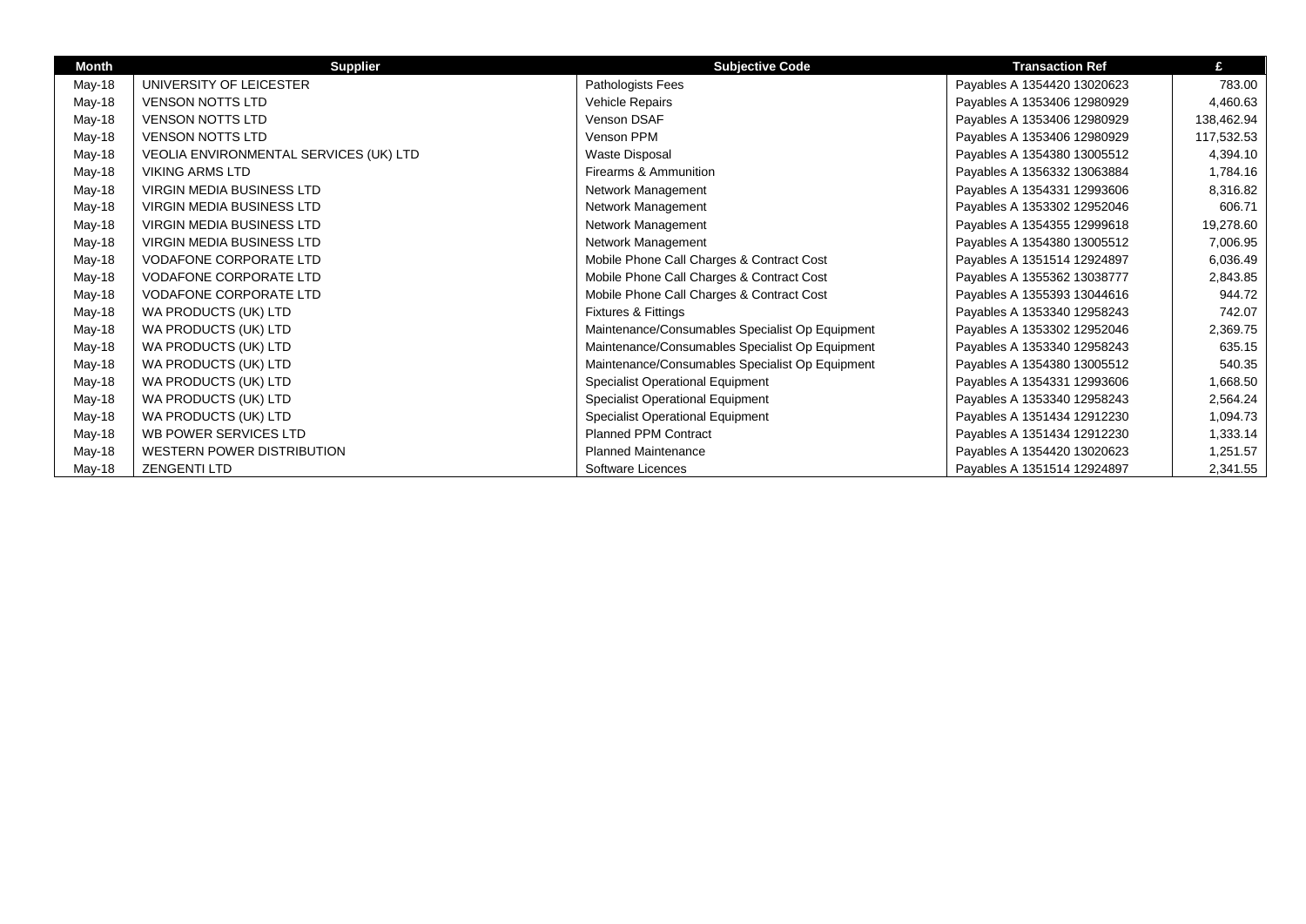| Month | Supplier | Subjective Code | Transaction Ref | £ |
|---|---|---|---|---|
| May-18 | UNIVERSITY OF LEICESTER | Pathologists Fees | Payables A 1354420 13020623 | 783.00 |
| May-18 | VENSON NOTTS LTD | Vehicle Repairs | Payables A 1353406 12980929 | 4,460.63 |
| May-18 | VENSON NOTTS LTD | Venson DSAF | Payables A 1353406 12980929 | 138,462.94 |
| May-18 | VENSON NOTTS LTD | Venson PPM | Payables A 1353406 12980929 | 117,532.53 |
| May-18 | VEOLIA ENVIRONMENTAL SERVICES (UK) LTD | Waste Disposal | Payables A 1354380 13005512 | 4,394.10 |
| May-18 | VIKING ARMS LTD | Firearms & Ammunition | Payables A 1356332 13063884 | 1,784.16 |
| May-18 | VIRGIN MEDIA BUSINESS LTD | Network Management | Payables A 1354331 12993606 | 8,316.82 |
| May-18 | VIRGIN MEDIA BUSINESS LTD | Network Management | Payables A 1353302 12952046 | 606.71 |
| May-18 | VIRGIN MEDIA BUSINESS LTD | Network Management | Payables A 1354355 12999618 | 19,278.60 |
| May-18 | VIRGIN MEDIA BUSINESS LTD | Network Management | Payables A 1354380 13005512 | 7,006.95 |
| May-18 | VODAFONE CORPORATE LTD | Mobile Phone Call Charges & Contract Cost | Payables A 1351514 12924897 | 6,036.49 |
| May-18 | VODAFONE CORPORATE LTD | Mobile Phone Call Charges & Contract Cost | Payables A 1355362 13038777 | 2,843.85 |
| May-18 | VODAFONE CORPORATE LTD | Mobile Phone Call Charges & Contract Cost | Payables A 1355393 13044616 | 944.72 |
| May-18 | WA PRODUCTS (UK) LTD | Fixtures & Fittings | Payables A 1353340 12958243 | 742.07 |
| May-18 | WA PRODUCTS (UK) LTD | Maintenance/Consumables Specialist Op Equipment | Payables A 1353302 12952046 | 2,369.75 |
| May-18 | WA PRODUCTS (UK) LTD | Maintenance/Consumables Specialist Op Equipment | Payables A 1353340 12958243 | 635.15 |
| May-18 | WA PRODUCTS (UK) LTD | Maintenance/Consumables Specialist Op Equipment | Payables A 1354380 13005512 | 540.35 |
| May-18 | WA PRODUCTS (UK) LTD | Specialist Operational Equipment | Payables A 1354331 12993606 | 1,668.50 |
| May-18 | WA PRODUCTS (UK) LTD | Specialist Operational Equipment | Payables A 1353340 12958243 | 2,564.24 |
| May-18 | WA PRODUCTS (UK) LTD | Specialist Operational Equipment | Payables A 1351434 12912230 | 1,094.73 |
| May-18 | WB POWER SERVICES LTD | Planned PPM Contract | Payables A 1351434 12912230 | 1,333.14 |
| May-18 | WESTERN POWER DISTRIBUTION | Planned Maintenance | Payables A 1354420 13020623 | 1,251.57 |
| May-18 | ZENGENTI LTD | Software Licences | Payables A 1351514 12924897 | 2,341.55 |